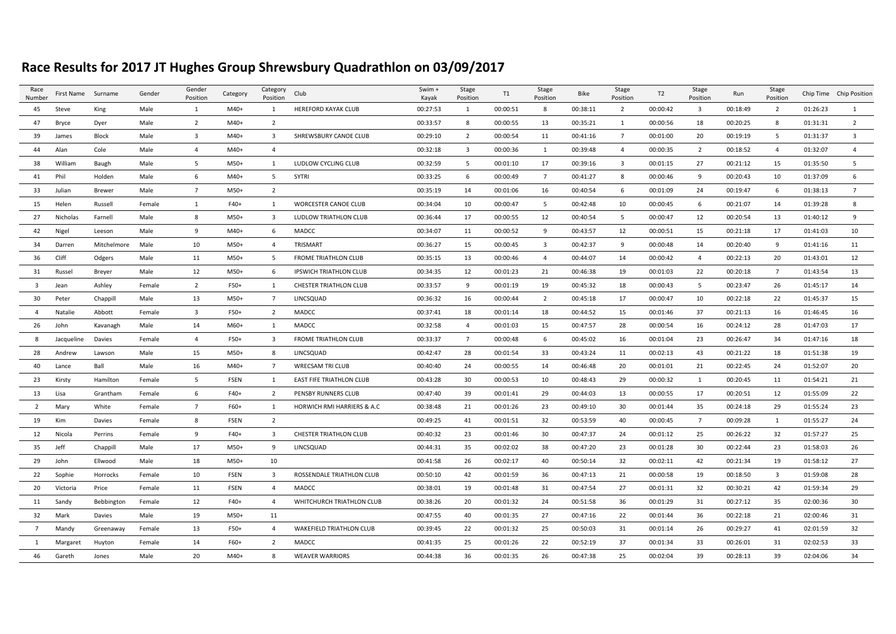# Race Results for 2017 JT Hughes Group Shrewsbury Quadrathlon on 03/09/2017

| Race Number | First Name | Surname | Gender | Gender Position | Category | Category Position | Club | Swim + Kayak | Stage Position | T1 | Stage Position | Bike | Stage Position | T2 | Stage Position | Run | Stage Position | Chip Time | Chip Position |
|---|---|---|---|---|---|---|---|---|---|---|---|---|---|---|---|---|---|---|---|
| 45 | Steve | King | Male | 1 | M40+ | 1 | HEREFORD KAYAK CLUB | 00:27:53 | 1 | 00:00:51 | 8 | 00:38:11 | 2 | 00:00:42 | 3 | 00:18:49 | 2 | 01:26:23 | 1 |
| 47 | Bryce | Dyer | Male | 2 | M40+ | 2 | | 00:33:57 | 8 | 00:00:55 | 13 | 00:35:21 | 1 | 00:00:56 | 18 | 00:20:25 | 8 | 01:31:31 | 2 |
| 39 | James | Block | Male | 3 | M40+ | 3 | SHREWSBURY CANOE CLUB | 00:29:10 | 2 | 00:00:54 | 11 | 00:41:16 | 7 | 00:01:00 | 20 | 00:19:19 | 5 | 01:31:37 | 3 |
| 44 | Alan | Cole | Male | 4 | M40+ | 4 | | 00:32:18 | 3 | 00:00:36 | 1 | 00:39:48 | 4 | 00:00:35 | 2 | 00:18:52 | 4 | 01:32:07 | 4 |
| 38 | William | Baugh | Male | 5 | M50+ | 1 | LUDLOW CYCLING CLUB | 00:32:59 | 5 | 00:01:10 | 17 | 00:39:16 | 3 | 00:01:15 | 27 | 00:21:12 | 15 | 01:35:50 | 5 |
| 41 | Phil | Holden | Male | 6 | M40+ | 5 | SYTRI | 00:33:25 | 6 | 00:00:49 | 7 | 00:41:27 | 8 | 00:00:46 | 9 | 00:20:43 | 10 | 01:37:09 | 6 |
| 33 | Julian | Brewer | Male | 7 | M50+ | 2 | | 00:35:19 | 14 | 00:01:06 | 16 | 00:40:54 | 6 | 00:01:09 | 24 | 00:19:47 | 6 | 01:38:13 | 7 |
| 15 | Helen | Russell | Female | 1 | F40+ | 1 | WORCESTER CANOE CLUB | 00:34:04 | 10 | 00:00:47 | 5 | 00:42:48 | 10 | 00:00:45 | 6 | 00:21:07 | 14 | 01:39:28 | 8 |
| 27 | Nicholas | Farnell | Male | 8 | M50+ | 3 | LUDLOW TRIATHLON CLUB | 00:36:44 | 17 | 00:00:55 | 12 | 00:40:54 | 5 | 00:00:47 | 12 | 00:20:54 | 13 | 01:40:12 | 9 |
| 42 | Nigel | Leeson | Male | 9 | M40+ | 6 | MADCC | 00:34:07 | 11 | 00:00:52 | 9 | 00:43:57 | 12 | 00:00:51 | 15 | 00:21:18 | 17 | 01:41:03 | 10 |
| 34 | Darren | Mitchelmore | Male | 10 | M50+ | 4 | TRISMART | 00:36:27 | 15 | 00:00:45 | 3 | 00:42:37 | 9 | 00:00:48 | 14 | 00:20:40 | 9 | 01:41:16 | 11 |
| 36 | Cliff | Odgers | Male | 11 | M50+ | 5 | FROME TRIATHLON CLUB | 00:35:15 | 13 | 00:00:46 | 4 | 00:44:07 | 14 | 00:00:42 | 4 | 00:22:13 | 20 | 01:43:01 | 12 |
| 31 | Russel | Breyer | Male | 12 | M50+ | 6 | IPSWICH TRIATHLON CLUB | 00:34:35 | 12 | 00:01:23 | 21 | 00:46:38 | 19 | 00:01:03 | 22 | 00:20:18 | 7 | 01:43:54 | 13 |
| 3 | Jean | Ashley | Female | 2 | F50+ | 1 | CHESTER TRIATHLON CLUB | 00:33:57 | 9 | 00:01:19 | 19 | 00:45:32 | 18 | 00:00:43 | 5 | 00:23:47 | 26 | 01:45:17 | 14 |
| 30 | Peter | Chappill | Male | 13 | M50+ | 7 | LINCSQUAD | 00:36:32 | 16 | 00:00:44 | 2 | 00:45:18 | 17 | 00:00:47 | 10 | 00:22:18 | 22 | 01:45:37 | 15 |
| 4 | Natalie | Abbott | Female | 3 | F50+ | 2 | MADCC | 00:37:41 | 18 | 00:01:14 | 18 | 00:44:52 | 15 | 00:01:46 | 37 | 00:21:13 | 16 | 01:46:45 | 16 |
| 26 | John | Kavanagh | Male | 14 | M60+ | 1 | MADCC | 00:32:58 | 4 | 00:01:03 | 15 | 00:47:57 | 28 | 00:00:54 | 16 | 00:24:12 | 28 | 01:47:03 | 17 |
| 8 | Jacqueline | Davies | Female | 4 | F50+ | 3 | FROME TRIATHLON CLUB | 00:33:37 | 7 | 00:00:48 | 6 | 00:45:02 | 16 | 00:01:04 | 23 | 00:26:47 | 34 | 01:47:16 | 18 |
| 28 | Andrew | Lawson | Male | 15 | M50+ | 8 | LINCSQUAD | 00:42:47 | 28 | 00:01:54 | 33 | 00:43:24 | 11 | 00:02:13 | 43 | 00:21:22 | 18 | 01:51:38 | 19 |
| 40 | Lance | Ball | Male | 16 | M40+ | 7 | WRECSAM TRI CLUB | 00:40:40 | 24 | 00:00:55 | 14 | 00:46:48 | 20 | 00:01:01 | 21 | 00:22:45 | 24 | 01:52:07 | 20 |
| 23 | Kirsty | Hamilton | Female | 5 | FSEN | 1 | EAST FIFE TRIATHLON CLUB | 00:43:28 | 30 | 00:00:53 | 10 | 00:48:43 | 29 | 00:00:32 | 1 | 00:20:45 | 11 | 01:54:21 | 21 |
| 13 | Lisa | Grantham | Female | 6 | F40+ | 2 | PENSBY RUNNERS CLUB | 00:47:40 | 39 | 00:01:41 | 29 | 00:44:03 | 13 | 00:00:55 | 17 | 00:20:51 | 12 | 01:55:09 | 22 |
| 2 | Mary | White | Female | 7 | F60+ | 1 | HORWICH RMI HARRIERS & A.C | 00:38:48 | 21 | 00:01:26 | 23 | 00:49:10 | 30 | 00:01:44 | 35 | 00:24:18 | 29 | 01:55:24 | 23 |
| 19 | Kim | Davies | Female | 8 | FSEN | 2 | | 00:49:25 | 41 | 00:01:51 | 32 | 00:53:59 | 40 | 00:00:45 | 7 | 00:09:28 | 1 | 01:55:27 | 24 |
| 12 | Nicola | Perrins | Female | 9 | F40+ | 3 | CHESTER TRIATHLON CLUB | 00:40:32 | 23 | 00:01:46 | 30 | 00:47:37 | 24 | 00:01:12 | 25 | 00:26:22 | 32 | 01:57:27 | 25 |
| 35 | Jeff | Chappill | Male | 17 | M50+ | 9 | LINCSQUAD | 00:44:31 | 35 | 00:02:02 | 38 | 00:47:20 | 23 | 00:01:28 | 30 | 00:22:44 | 23 | 01:58:03 | 26 |
| 29 | John | Ellwood | Male | 18 | M50+ | 10 | | 00:41:58 | 26 | 00:02:17 | 40 | 00:50:14 | 32 | 00:02:11 | 42 | 00:21:34 | 19 | 01:58:12 | 27 |
| 22 | Sophie | Horrocks | Female | 10 | FSEN | 3 | ROSSENDALE TRIATHLON CLUB | 00:50:10 | 42 | 00:01:59 | 36 | 00:47:13 | 21 | 00:00:58 | 19 | 00:18:50 | 3 | 01:59:08 | 28 |
| 20 | Victoria | Price | Female | 11 | FSEN | 4 | MADCC | 00:38:01 | 19 | 00:01:48 | 31 | 00:47:54 | 27 | 00:01:31 | 32 | 00:30:21 | 42 | 01:59:34 | 29 |
| 11 | Sandy | Bebbington | Female | 12 | F40+ | 4 | WHITCHURCH TRIATHLON CLUB | 00:38:26 | 20 | 00:01:32 | 24 | 00:51:58 | 36 | 00:01:29 | 31 | 00:27:12 | 35 | 02:00:36 | 30 |
| 32 | Mark | Davies | Male | 19 | M50+ | 11 | | 00:47:55 | 40 | 00:01:35 | 27 | 00:47:16 | 22 | 00:01:44 | 36 | 00:22:18 | 21 | 02:00:46 | 31 |
| 7 | Mandy | Greenaway | Female | 13 | F50+ | 4 | WAKEFIELD TRIATHLON CLUB | 00:39:45 | 22 | 00:01:32 | 25 | 00:50:03 | 31 | 00:01:14 | 26 | 00:29:27 | 41 | 02:01:59 | 32 |
| 1 | Margaret | Huyton | Female | 14 | F60+ | 2 | MADCC | 00:41:35 | 25 | 00:01:26 | 22 | 00:52:19 | 37 | 00:01:34 | 33 | 00:26:01 | 31 | 02:02:53 | 33 |
| 46 | Gareth | Jones | Male | 20 | M40+ | 8 | WEAVER WARRIORS | 00:44:38 | 36 | 00:01:35 | 26 | 00:47:38 | 25 | 00:02:04 | 39 | 00:28:13 | 39 | 02:04:06 | 34 |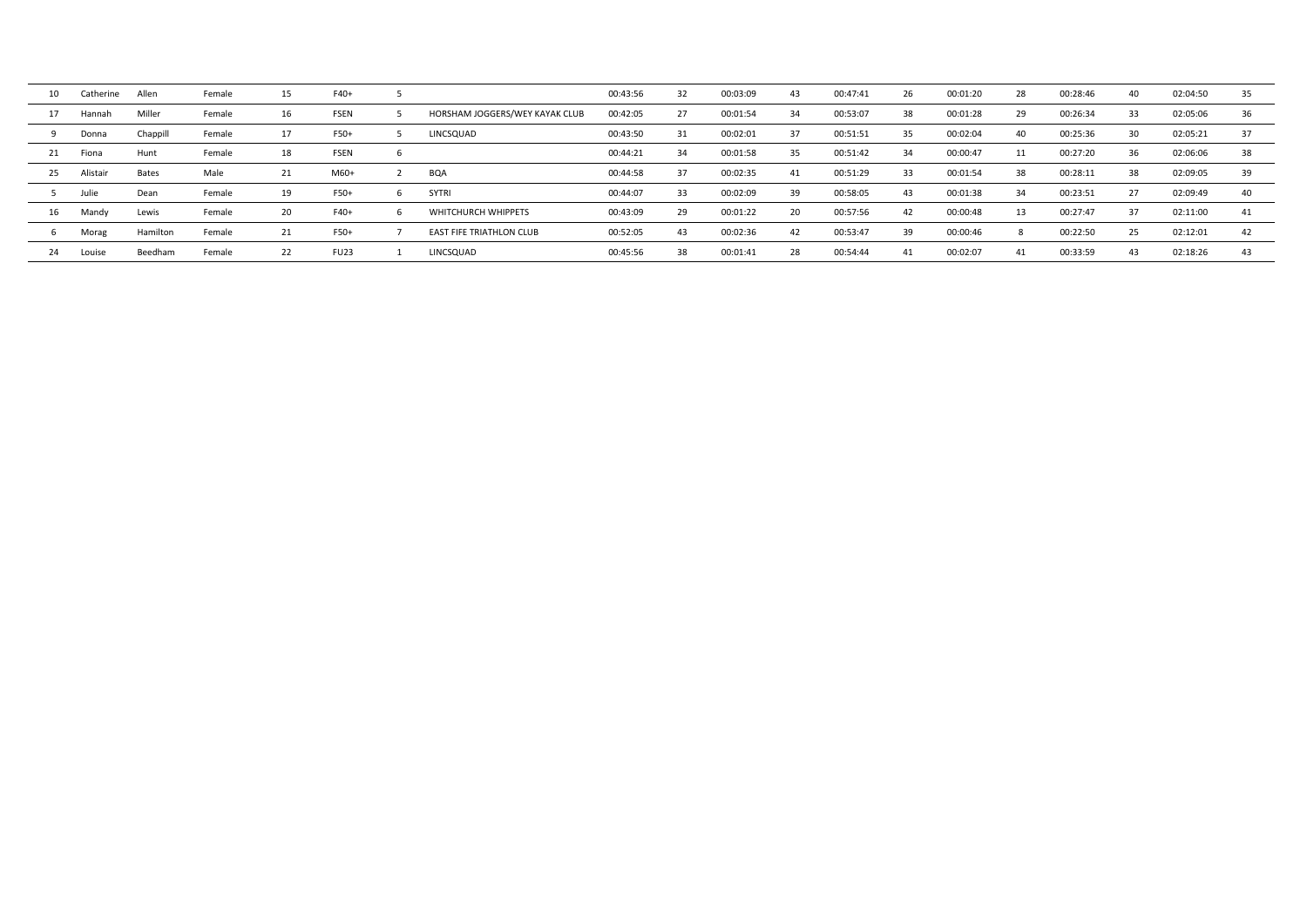| | | | | | | | | | | | | | | | | | | | |
|---|---|---|---|---|---|---|---|---|---|---|---|---|---|---|---|---|---|---|---|
| 10 | Catherine | Allen | Female | 15 | F40+ | 5 | | 00:43:56 | 32 | 00:03:09 | 43 | 00:47:41 | 26 | 00:01:20 | 28 | 00:28:46 | 40 | 02:04:50 | 35 |
| 17 | Hannah | Miller | Female | 16 | FSEN | 5 | HORSHAM JOGGERS/WEY KAYAK CLUB | 00:42:05 | 27 | 00:01:54 | 34 | 00:53:07 | 38 | 00:01:28 | 29 | 00:26:34 | 33 | 02:05:06 | 36 |
| 9 | Donna | Chappill | Female | 17 | F50+ | 5 | LINCSQUAD | 00:43:50 | 31 | 00:02:01 | 37 | 00:51:51 | 35 | 00:02:04 | 40 | 00:25:36 | 30 | 02:05:21 | 37 |
| 21 | Fiona | Hunt | Female | 18 | FSEN | 6 | | 00:44:21 | 34 | 00:01:58 | 35 | 00:51:42 | 34 | 00:00:47 | 11 | 00:27:20 | 36 | 02:06:06 | 38 |
| 25 | Alistair | Bates | Male | 21 | M60+ | 2 | BQA | 00:44:58 | 37 | 00:02:35 | 41 | 00:51:29 | 33 | 00:01:54 | 38 | 00:28:11 | 38 | 02:09:05 | 39 |
| 5 | Julie | Dean | Female | 19 | F50+ | 6 | SYTRI | 00:44:07 | 33 | 00:02:09 | 39 | 00:58:05 | 43 | 00:01:38 | 34 | 00:23:51 | 27 | 02:09:49 | 40 |
| 16 | Mandy | Lewis | Female | 20 | F40+ | 6 | WHITCHURCH WHIPPETS | 00:43:09 | 29 | 00:01:22 | 20 | 00:57:56 | 42 | 00:00:48 | 13 | 00:27:47 | 37 | 02:11:00 | 41 |
| 6 | Morag | Hamilton | Female | 21 | F50+ | 7 | EAST FIFE TRIATHLON CLUB | 00:52:05 | 43 | 00:02:36 | 42 | 00:53:47 | 39 | 00:00:46 | 8 | 00:22:50 | 25 | 02:12:01 | 42 |
| 24 | Louise | Beedham | Female | 22 | FU23 | 1 | LINCSQUAD | 00:45:56 | 38 | 00:01:41 | 28 | 00:54:44 | 41 | 00:02:07 | 41 | 00:33:59 | 43 | 02:18:26 | 43 |